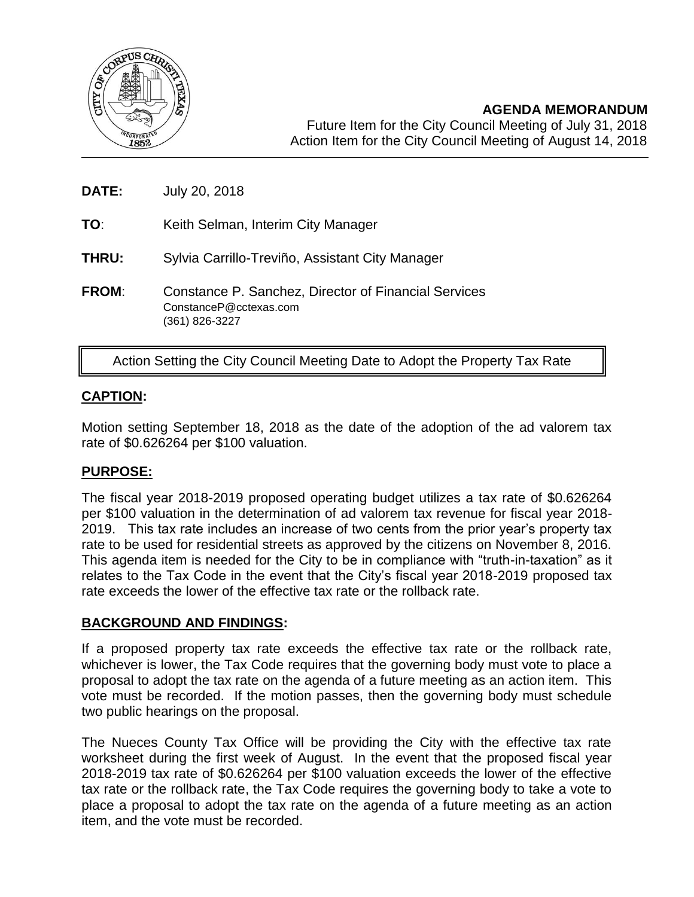**AGENDA MEMORANDUM**

Future Item for the City Council Meeting of July 31, 2018

Action Item for the City Council Meeting of August 14, 2018

**DATE:** July 20, 2018

**TO**: Keith Selman, Interim City Manager

**THRU:** Sylvia Carrillo-Treviño, Assistant City Manager

**FROM**: Constance P. Sanchez, Director of Financial Services
ConstanceP@cctexas.com
(361) 826-3227

Action Setting the City Council Meeting Date to Adopt the Property Tax Rate

## CAPTION:

Motion setting September 18, 2018 as the date of the adoption of the ad valorem tax rate of $0.626264 per $100 valuation.

## PURPOSE:

The fiscal year 2018-2019 proposed operating budget utilizes a tax rate of $0.626264 per $100 valuation in the determination of ad valorem tax revenue for fiscal year 2018-2019. This tax rate includes an increase of two cents from the prior year's property tax rate to be used for residential streets as approved by the citizens on November 8, 2016. This agenda item is needed for the City to be in compliance with "truth-in-taxation" as it relates to the Tax Code in the event that the City's fiscal year 2018-2019 proposed tax rate exceeds the lower of the effective tax rate or the rollback rate.

## BACKGROUND AND FINDINGS:

If a proposed property tax rate exceeds the effective tax rate or the rollback rate, whichever is lower, the Tax Code requires that the governing body must vote to place a proposal to adopt the tax rate on the agenda of a future meeting as an action item. This vote must be recorded. If the motion passes, then the governing body must schedule two public hearings on the proposal.

The Nueces County Tax Office will be providing the City with the effective tax rate worksheet during the first week of August. In the event that the proposed fiscal year 2018-2019 tax rate of $0.626264 per $100 valuation exceeds the lower of the effective tax rate or the rollback rate, the Tax Code requires the governing body to take a vote to place a proposal to adopt the tax rate on the agenda of a future meeting as an action item, and the vote must be recorded.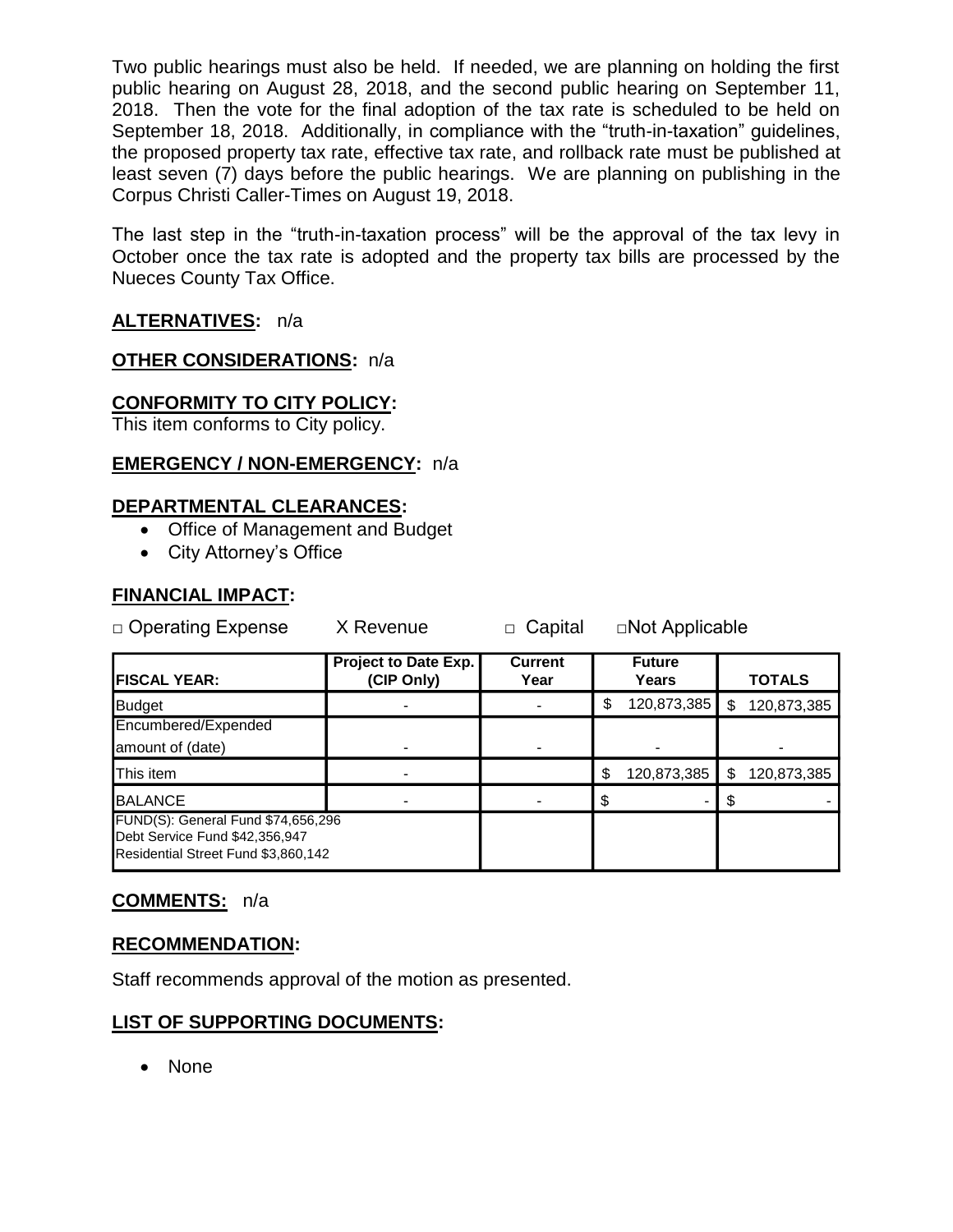Two public hearings must also be held. If needed, we are planning on holding the first public hearing on August 28, 2018, and the second public hearing on September 11, 2018. Then the vote for the final adoption of the tax rate is scheduled to be held on September 18, 2018. Additionally, in compliance with the "truth-in-taxation" guidelines, the proposed property tax rate, effective tax rate, and rollback rate must be published at least seven (7) days before the public hearings. We are planning on publishing in the Corpus Christi Caller-Times on August 19, 2018.

The last step in the "truth-in-taxation process" will be the approval of the tax levy in October once the tax rate is adopted and the property tax bills are processed by the Nueces County Tax Office.

**ALTERNATIVES:** n/a

**OTHER CONSIDERATIONS:** n/a

**CONFORMITY TO CITY POLICY:**

This item conforms to City policy.

**EMERGENCY / NON-EMERGENCY:** n/a

**DEPARTMENTAL CLEARANCES:**

- Office of Management and Budget
- City Attorney's Office

**FINANCIAL IMPACT:**

□ Operating Expense X Revenue □ Capital □Not Applicable

| FISCAL YEAR: | Project to Date Exp. (CIP Only) | Current Year | Future Years | TOTALS |
|---|---|---|---|---|
| Budget | - | - | $ 120,873,385 | $ 120,873,385 |
| Encumbered/Expended amount of (date) | - | - | - | - |
| This item | - | | $ 120,873,385 | $ 120,873,385 |
| BALANCE | - | - | $ - | $ - |
| FUND(S): General Fund $74,656,296<br>Debt Service Fund $42,356,947<br>Residential Street Fund $3,860,142 | | | | |

**COMMENTS:** n/a

**RECOMMENDATION:**

Staff recommends approval of the motion as presented.

**LIST OF SUPPORTING DOCUMENTS:**

- None